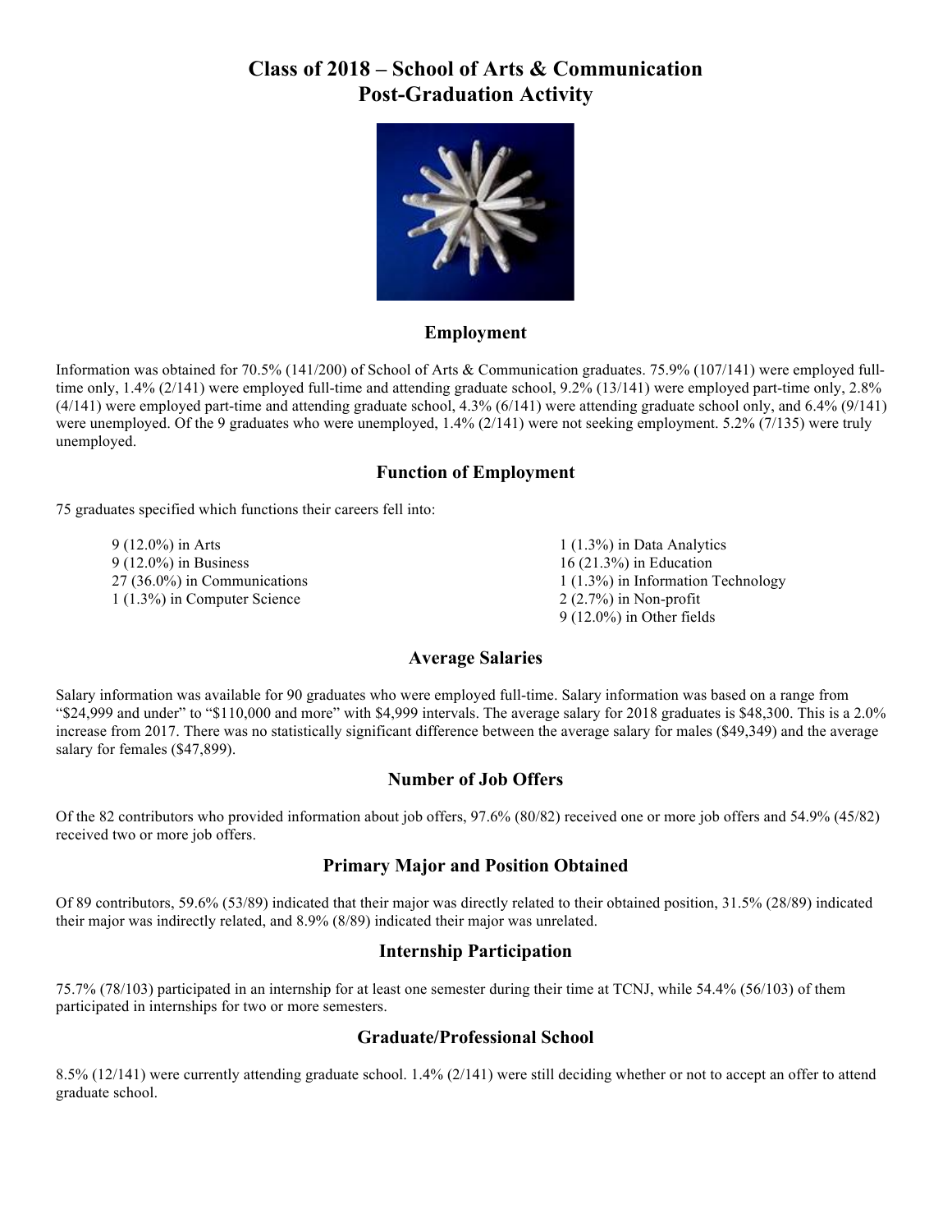# Class of 2018 – School of Arts & Communication Post-Graduation Activity

## Employment

Information was obtained for 70.5% (141/200) of School of Arts & Communication graduates. 75.9% (107/141) were employed full-time only, 1.4% (2/141) were employed full-time and attending graduate school, 9.2% (13/141) were employed part-time only, 2.8% (4/141) were employed part-time and attending graduate school, 4.3% (6/141) were attending graduate school only, and 6.4% (9/141) were unemployed. Of the 9 graduates who were unemployed, 1.4% (2/141) were not seeking employment. 5.2% (7/135) were truly unemployed.

## Function of Employment

75 graduates specified which functions their careers fell into:

- 9 (12.0%) in Arts
- 9 (12.0%) in Business
- 27 (36.0%) in Communications
- 1 (1.3%) in Computer Science
- 1 (1.3%) in Data Analytics
- 16 (21.3%) in Education
- 1 (1.3%) in Information Technology
- 2 (2.7%) in Non-profit
- 9 (12.0%) in Other fields

## Average Salaries

Salary information was available for 90 graduates who were employed full-time. Salary information was based on a range from "$24,999 and under" to "$110,000 and more" with $4,999 intervals. The average salary for 2018 graduates is $48,300. This is a 2.0% increase from 2017. There was no statistically significant difference between the average salary for males ($49,349) and the average salary for females ($47,899).

## Number of Job Offers

Of the 82 contributors who provided information about job offers, 97.6% (80/82) received one or more job offers and 54.9% (45/82) received two or more job offers.

## Primary Major and Position Obtained

Of 89 contributors, 59.6% (53/89) indicated that their major was directly related to their obtained position, 31.5% (28/89) indicated their major was indirectly related, and 8.9% (8/89) indicated their major was unrelated.

## Internship Participation

75.7% (78/103) participated in an internship for at least one semester during their time at TCNJ, while 54.4% (56/103) of them participated in internships for two or more semesters.

## Graduate/Professional School

8.5% (12/141) were currently attending graduate school. 1.4% (2/141) were still deciding whether or not to accept an offer to attend graduate school.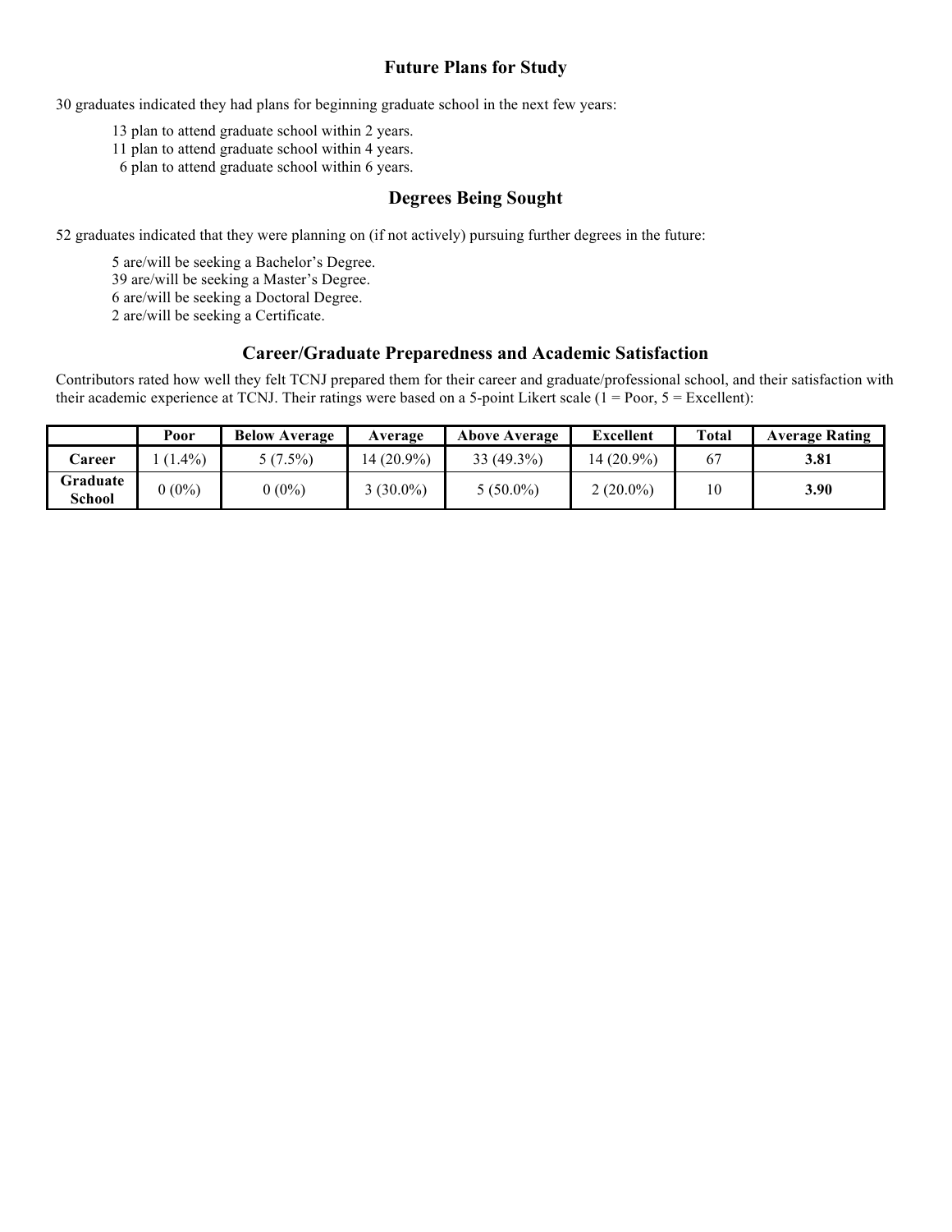## Future Plans for Study

30 graduates indicated they had plans for beginning graduate school in the next few years:

- 13 plan to attend graduate school within 2 years.
- 11 plan to attend graduate school within 4 years.
- 6 plan to attend graduate school within 6 years.

## Degrees Being Sought

52 graduates indicated that they were planning on (if not actively) pursuing further degrees in the future:

- 5 are/will be seeking a Bachelor's Degree.
- 39 are/will be seeking a Master's Degree.
- 6 are/will be seeking a Doctoral Degree.
- 2 are/will be seeking a Certificate.

## Career/Graduate Preparedness and Academic Satisfaction

Contributors rated how well they felt TCNJ prepared them for their career and graduate/professional school, and their satisfaction with their academic experience at TCNJ. Their ratings were based on a 5-point Likert scale (1 = Poor, 5 = Excellent):

| | Poor | Below Average | Average | Above Average | Excellent | Total | Average Rating |
|---|---|---|---|---|---|---|---|
| **Career** | 1 (1.4%) | 5 (7.5%) | 14 (20.9%) | 33 (49.3%) | 14 (20.9%) | 67 | **3.81** |
| **Graduate School** | 0 (0%) | 0 (0%) | 3 (30.0%) | 5 (50.0%) | 2 (20.0%) | 10 | **3.90** |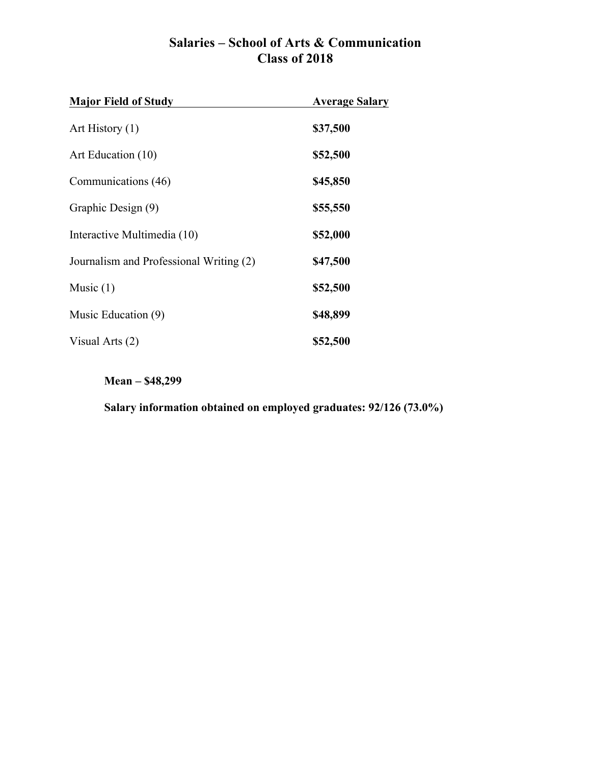# Salaries – School of Arts & Communication
# Class of 2018

| Major Field of Study | Average Salary |
| --- | --- |
| Art History (1) | **$37,500** |
| Art Education (10) | **$52,500** |
| Communications (46) | **$45,850** |
| Graphic Design (9) | **$55,550** |
| Interactive Multimedia (10) | **$52,000** |
| Journalism and Professional Writing (2) | **$47,500** |
| Music (1) | **$52,500** |
| Music Education (9) | **$48,899** |
| Visual Arts (2) | **$52,500** |

**Mean – $48,299**

**Salary information obtained on employed graduates: 92/126 (73.0%)**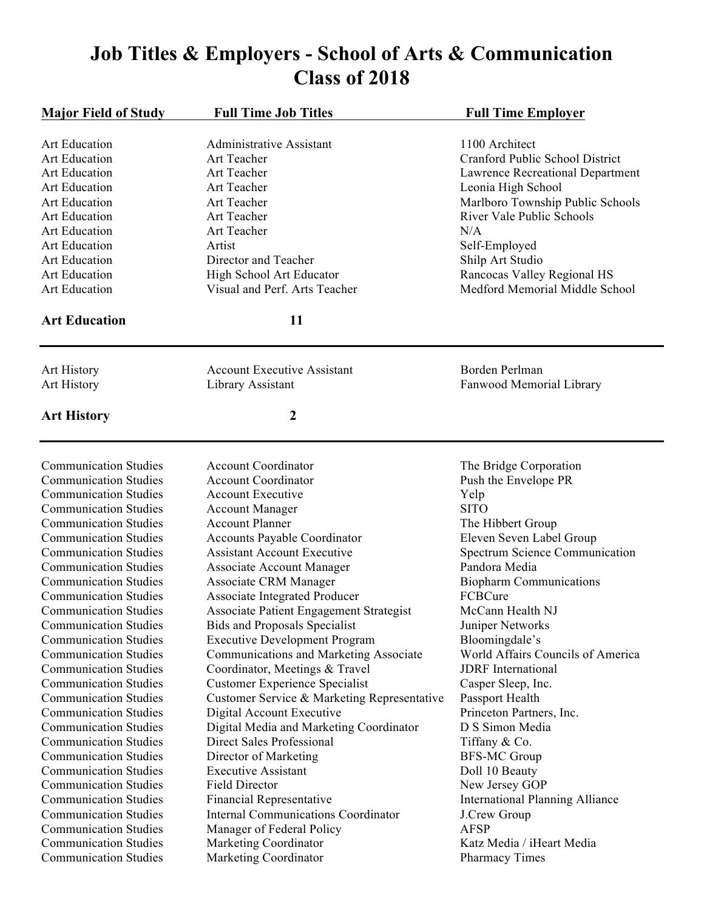# Job Titles & Employers - School of Arts & Communication Class of 2018

| Major Field of Study | Full Time Job Titles | Full Time Employer |
|---|---|---|
| Art Education | Administrative Assistant | 1100 Architect |
| Art Education | Art Teacher | Cranford Public School District |
| Art Education | Art Teacher | Lawrence Recreational Department |
| Art Education | Art Teacher | Leonia High School |
| Art Education | Art Teacher | Marlboro Township Public Schools |
| Art Education | Art Teacher | River Vale Public Schools |
| Art Education | Art Teacher | N/A |
| Art Education | Artist | Self-Employed |
| Art Education | Director and Teacher | Shilp Art Studio |
| Art Education | High School Art Educator | Rancocas Valley Regional HS |
| Art Education | Visual and Perf. Arts Teacher | Medford Memorial Middle School |
| **Art Education** | **11** | |
| Art History | Account Executive Assistant | Borden Perlman |
| Art History | Library Assistant | Fanwood Memorial Library |
| **Art History** | **2** | |
| Communication Studies | Account Coordinator | The Bridge Corporation |
| Communication Studies | Account Coordinator | Push the Envelope PR |
| Communication Studies | Account Executive | Yelp |
| Communication Studies | Account Manager | SITO |
| Communication Studies | Account Planner | The Hibbert Group |
| Communication Studies | Accounts Payable Coordinator | Eleven Seven Label Group |
| Communication Studies | Assistant Account Executive | Spectrum Science Communication |
| Communication Studies | Associate Account Manager | Pandora Media |
| Communication Studies | Associate CRM Manager | Biopharm Communications |
| Communication Studies | Associate Integrated Producer | FCBCure |
| Communication Studies | Associate Patient Engagement Strategist | McCann Health NJ |
| Communication Studies | Bids and Proposals Specialist | Juniper Networks |
| Communication Studies | Executive Development Program | Bloomingdale's |
| Communication Studies | Communications and Marketing Associate | World Affairs Councils of America |
| Communication Studies | Coordinator, Meetings & Travel | JDRF International |
| Communication Studies | Customer Experience Specialist | Casper Sleep, Inc. |
| Communication Studies | Customer Service & Marketing Representative | Passport Health |
| Communication Studies | Digital Account Executive | Princeton Partners, Inc. |
| Communication Studies | Digital Media and Marketing Coordinator | D S Simon Media |
| Communication Studies | Direct Sales Professional | Tiffany & Co. |
| Communication Studies | Director of Marketing | BFS-MC Group |
| Communication Studies | Executive Assistant | Doll 10 Beauty |
| Communication Studies | Field Director | New Jersey GOP |
| Communication Studies | Financial Representative | International Planning Alliance |
| Communication Studies | Internal Communications Coordinator | J.Crew Group |
| Communication Studies | Manager of Federal Policy | AFSP |
| Communication Studies | Marketing Coordinator | Katz Media / iHeart Media |
| Communication Studies | Marketing Coordinator | Pharmacy Times |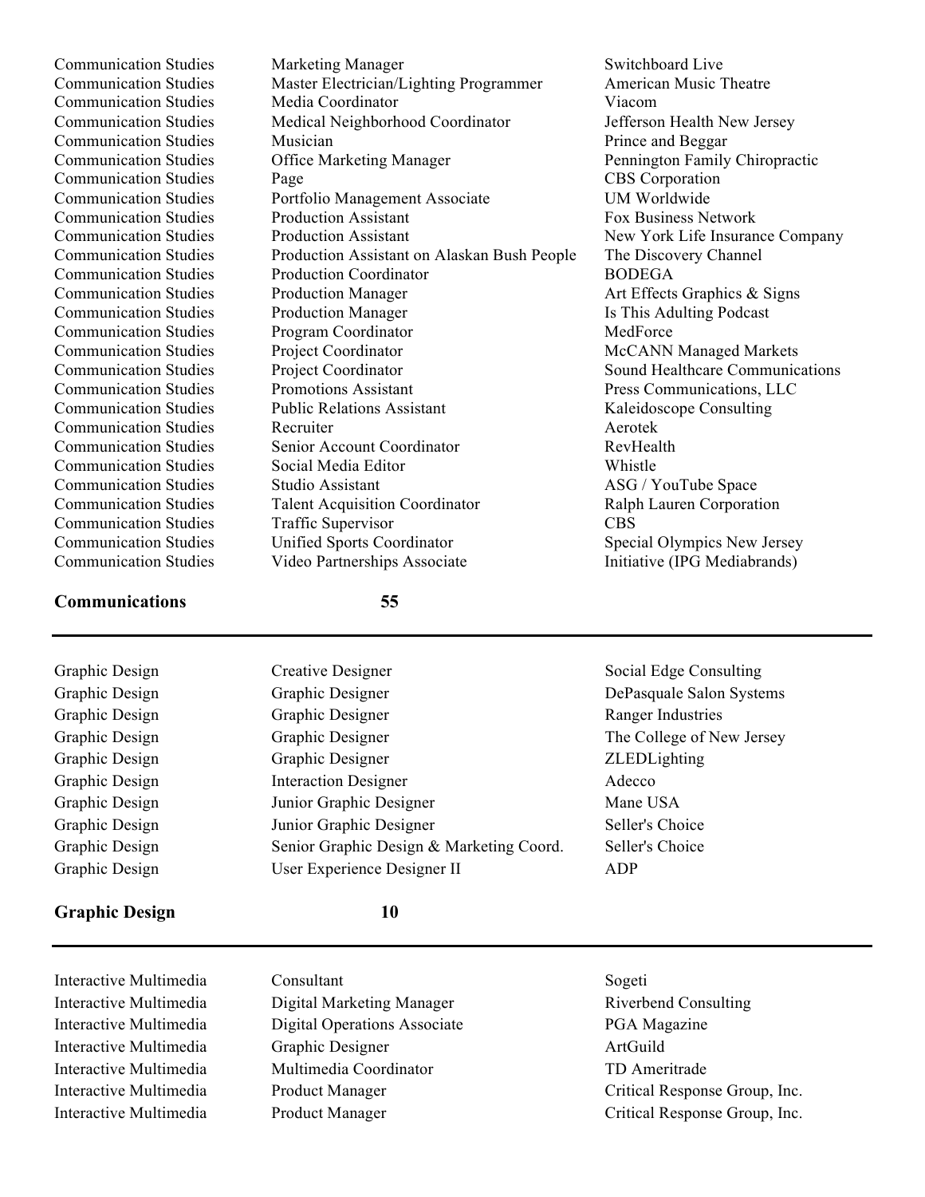| | | |
|---|---|---|
| Communication Studies | Marketing Manager | Switchboard Live |
| Communication Studies | Master Electrician/Lighting Programmer | American Music Theatre |
| Communication Studies | Media Coordinator | Viacom |
| Communication Studies | Medical Neighborhood Coordinator | Jefferson Health New Jersey |
| Communication Studies | Musician | Prince and Beggar |
| Communication Studies | Office Marketing Manager | Pennington Family Chiropractic |
| Communication Studies | Page | CBS Corporation |
| Communication Studies | Portfolio Management Associate | UM Worldwide |
| Communication Studies | Production Assistant | Fox Business Network |
| Communication Studies | Production Assistant | New York Life Insurance Company |
| Communication Studies | Production Assistant on Alaskan Bush People | The Discovery Channel |
| Communication Studies | Production Coordinator | BODEGA |
| Communication Studies | Production Manager | Art Effects Graphics & Signs |
| Communication Studies | Production Manager | Is This Adulting Podcast |
| Communication Studies | Program Coordinator | MedForce |
| Communication Studies | Project Coordinator | McCANN Managed Markets |
| Communication Studies | Project Coordinator | Sound Healthcare Communications |
| Communication Studies | Promotions Assistant | Press Communications, LLC |
| Communication Studies | Public Relations Assistant | Kaleidoscope Consulting |
| Communication Studies | Recruiter | Aerotek |
| Communication Studies | Senior Account Coordinator | RevHealth |
| Communication Studies | Social Media Editor | Whistle |
| Communication Studies | Studio Assistant | ASG / YouTube Space |
| Communication Studies | Talent Acquisition Coordinator | Ralph Lauren Corporation |
| Communication Studies | Traffic Supervisor | CBS |
| Communication Studies | Unified Sports Coordinator | Special Olympics New Jersey |
| Communication Studies | Video Partnerships Associate | Initiative (IPG Mediabrands) |

**Communications** **55**

---

| | | |
|---|---|---|
| Graphic Design | Creative Designer | Social Edge Consulting |
| Graphic Design | Graphic Designer | DePasquale Salon Systems |
| Graphic Design | Graphic Designer | Ranger Industries |
| Graphic Design | Graphic Designer | The College of New Jersey |
| Graphic Design | Graphic Designer | ZLEDLighting |
| Graphic Design | Interaction Designer | Adecco |
| Graphic Design | Junior Graphic Designer | Mane USA |
| Graphic Design | Junior Graphic Designer | Seller's Choice |
| Graphic Design | Senior Graphic Design & Marketing Coord. | Seller's Choice |
| Graphic Design | User Experience Designer II | ADP |

**Graphic Design** **10**

---

| | | |
|---|---|---|
| Interactive Multimedia | Consultant | Sogeti |
| Interactive Multimedia | Digital Marketing Manager | Riverbend Consulting |
| Interactive Multimedia | Digital Operations Associate | PGA Magazine |
| Interactive Multimedia | Graphic Designer | ArtGuild |
| Interactive Multimedia | Multimedia Coordinator | TD Ameritrade |
| Interactive Multimedia | Product Manager | Critical Response Group, Inc. |
| Interactive Multimedia | Product Manager | Critical Response Group, Inc. |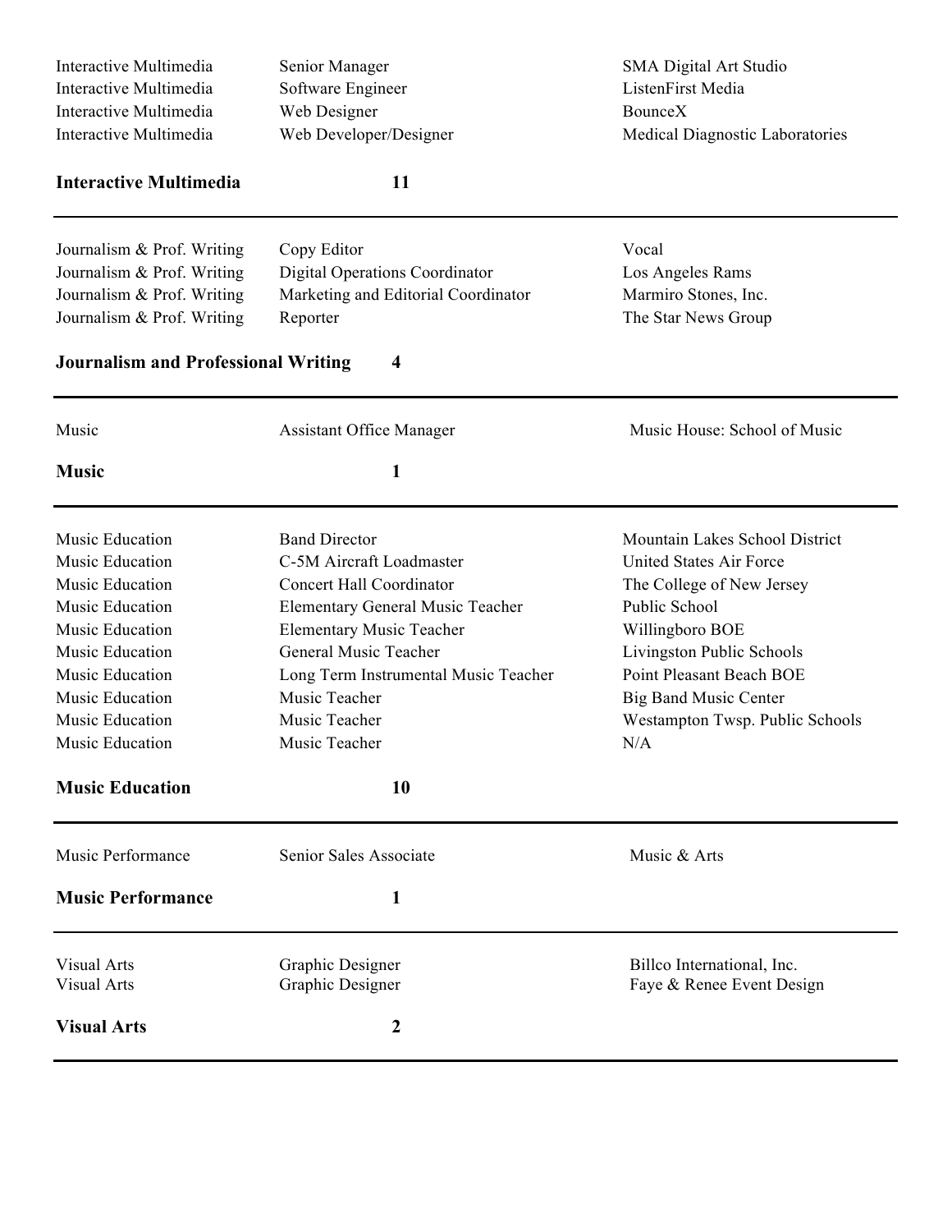| | | |
|---|---|---|
| Interactive Multimedia | Senior Manager | SMA Digital Art Studio |
| Interactive Multimedia | Software Engineer | ListenFirst Media |
| Interactive Multimedia | Web Designer | BounceX |
| Interactive Multimedia | Web Developer/Designer | Medical Diagnostic Laboratories |
| **Interactive Multimedia** | **11** | |
| Journalism & Prof. Writing | Copy Editor | Vocal |
| Journalism & Prof. Writing | Digital Operations Coordinator | Los Angeles Rams |
| Journalism & Prof. Writing | Marketing and Editorial Coordinator | Marmiro Stones, Inc. |
| Journalism & Prof. Writing | Reporter | The Star News Group |
| **Journalism and Professional Writing** | **4** | |
| Music | Assistant Office Manager | Music House: School of Music |
| **Music** | **1** | |
| Music Education | Band Director | Mountain Lakes School District |
| Music Education | C-5M Aircraft Loadmaster | United States Air Force |
| Music Education | Concert Hall Coordinator | The College of New Jersey |
| Music Education | Elementary General Music Teacher | Public School |
| Music Education | Elementary Music Teacher | Willingboro BOE |
| Music Education | General Music Teacher | Livingston Public Schools |
| Music Education | Long Term Instrumental Music Teacher | Point Pleasant Beach BOE |
| Music Education | Music Teacher | Big Band Music Center |
| Music Education | Music Teacher | Westampton Twsp. Public Schools |
| Music Education | Music Teacher | N/A |
| **Music Education** | **10** | |
| Music Performance | Senior Sales Associate | Music & Arts |
| **Music Performance** | **1** | |
| Visual Arts | Graphic Designer | Billco International, Inc. |
| Visual Arts | Graphic Designer | Faye & Renee Event Design |
| **Visual Arts** | **2** | |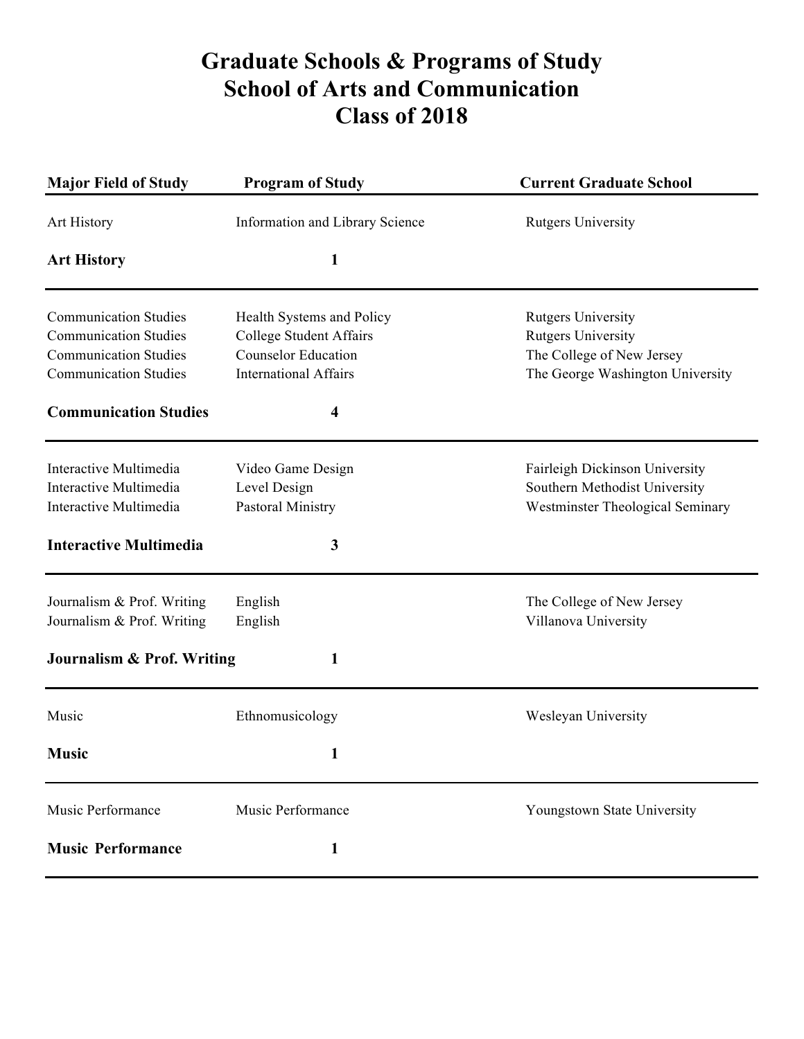# Graduate Schools & Programs of Study
# School of Arts and Communication
# Class of 2018

| Major Field of Study | Program of Study | Current Graduate School |
|---|---|---|
| Art History | Information and Library Science | Rutgers University |
| **Art History** | **1** | |
| Communication Studies | Health Systems and Policy | Rutgers University |
| Communication Studies | College Student Affairs | Rutgers University |
| Communication Studies | Counselor Education | The College of New Jersey |
| Communication Studies | International Affairs | The George Washington University |
| **Communication Studies** | **4** | |
| Interactive Multimedia | Video Game Design | Fairleigh Dickinson University |
| Interactive Multimedia | Level Design | Southern Methodist University |
| Interactive Multimedia | Pastoral Ministry | Westminster Theological Seminary |
| **Interactive Multimedia** | **3** | |
| Journalism & Prof. Writing | English | The College of New Jersey |
| Journalism & Prof. Writing | English | Villanova University |
| **Journalism & Prof. Writing** | **1** | |
| Music | Ethnomusicology | Wesleyan University |
| **Music** | **1** | |
| Music Performance | Music Performance | Youngstown State University |
| **Music Performance** | **1** | |